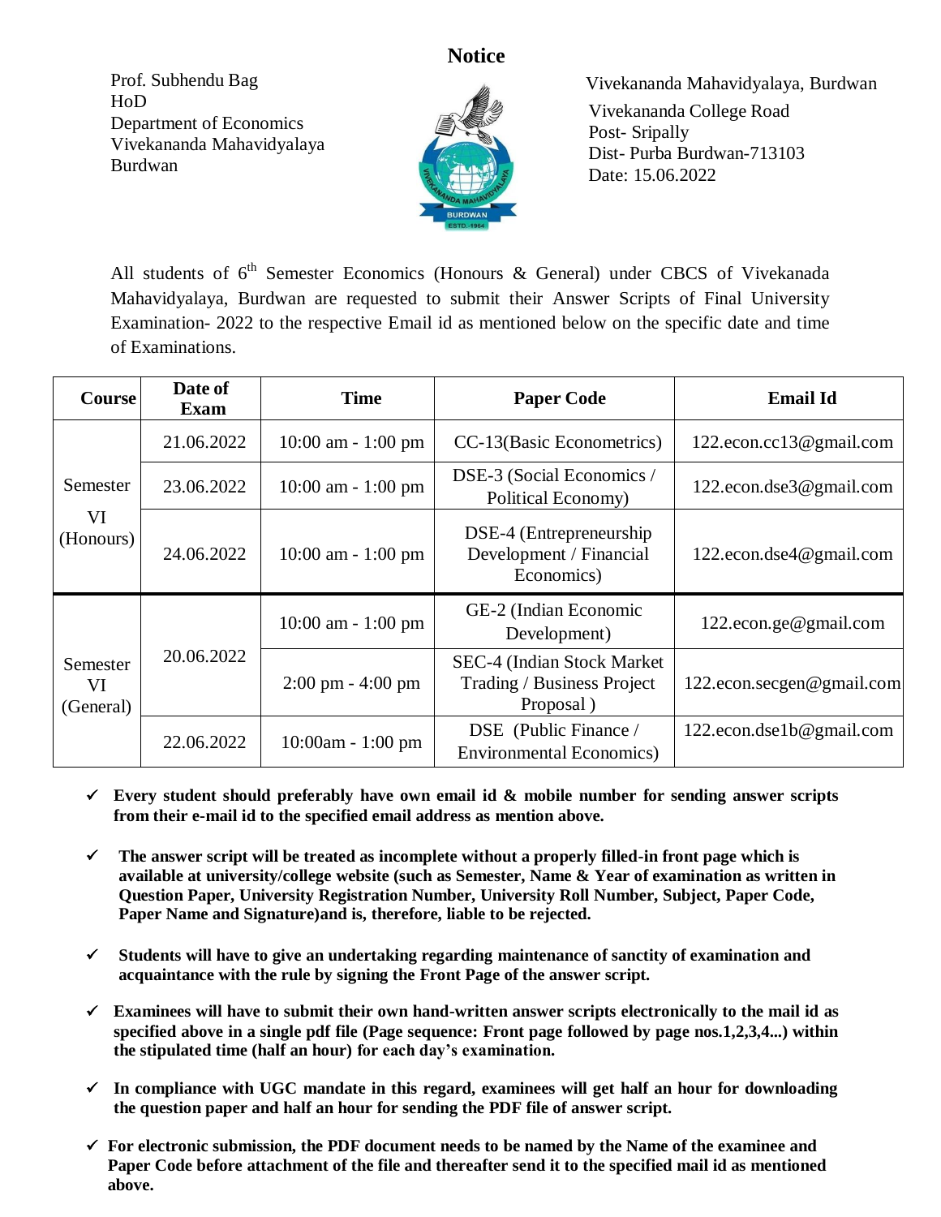# Notice

Prof. Subhendu Bag
HoD
Department of Economics
Vivekananda Mahavidyalaya
Burdwan

Vivekananda Mahavidyalaya, Burdwan
Vivekananda College Road
Post- Sripally
Dist- Purba Burdwan-713103
Date: 15.06.2022

All students of 6th Semester Economics (Honours & General) under CBCS of Vivekanada Mahavidyalaya, Burdwan are requested to submit their Answer Scripts of Final University Examination- 2022 to the respective Email id as mentioned below on the specific date and time of Examinations.

| Course | Date of Exam | Time | Paper Code | Email Id |
|---|---|---|---|---|
| Semester VI (Honours) | 21.06.2022 | 10:00 am - 1:00 pm | CC-13(Basic Econometrics) | 122.econ.cc13@gmail.com |
| | 23.06.2022 | 10:00 am - 1:00 pm | DSE-3 (Social Economics / Political Economy) | 122.econ.dse3@gmail.com |
| | 24.06.2022 | 10:00 am - 1:00 pm | DSE-4 (Entrepreneurship Development / Financial Economics) | 122.econ.dse4@gmail.com |
| Semester VI (General) | 20.06.2022 | 10:00 am - 1:00 pm | GE-2 (Indian Economic Development) | 122.econ.ge@gmail.com |
| | | 2:00 pm - 4:00 pm | SEC-4 (Indian Stock Market Trading / Business Project Proposal ) | 122.econ.secgen@gmail.com |
| | 22.06.2022 | 10:00am - 1:00 pm | DSE (Public Finance / Environmental Economics) | 122.econ.dse1b@gmail.com |

- ✓ **Every student should preferably have own email id & mobile number for sending answer scripts from their e-mail id to the specified email address as mention above.**
- ✓ **The answer script will be treated as incomplete without a properly filled-in front page which is available at university/college website (such as Semester, Name & Year of examination as written in Question Paper, University Registration Number, University Roll Number, Subject, Paper Code, Paper Name and Signature)and is, therefore, liable to be rejected.**
- ✓ **Students will have to give an undertaking regarding maintenance of sanctity of examination and acquaintance with the rule by signing the Front Page of the answer script.**
- ✓ **Examinees will have to submit their own hand-written answer scripts electronically to the mail id as specified above in a single pdf file (Page sequence: Front page followed by page nos.1,2,3,4...) within the stipulated time (half an hour) for each day's examination.**
- ✓ **In compliance with UGC mandate in this regard, examinees will get half an hour for downloading the question paper and half an hour for sending the PDF file of answer script.**
- ✓ **For electronic submission, the PDF document needs to be named by the Name of the examinee and Paper Code before attachment of the file and thereafter send it to the specified mail id as mentioned above.**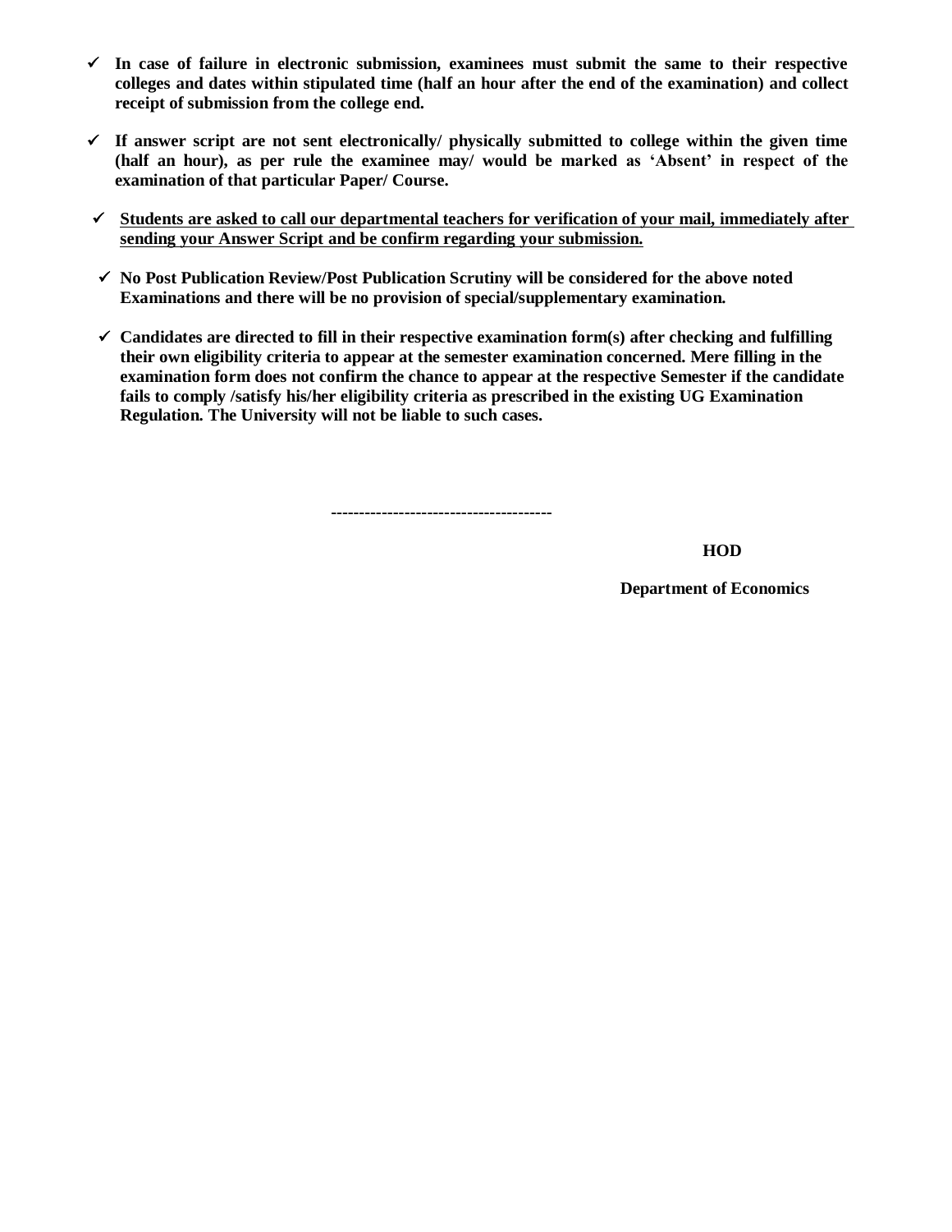- ✓ **In case of failure in electronic submission, examinees must submit the same to their respective colleges and dates within stipulated time (half an hour after the end of the examination) and collect receipt of submission from the college end.**

- ✓ **If answer script are not sent electronically/ physically submitted to college within the given time (half an hour), as per rule the examinee may/ would be marked as 'Absent' in respect of the examination of that particular Paper/ Course.**

- ✓ **<u>Students are asked to call our departmental teachers for verification of your mail, immediately after sending your Answer Script and be confirm regarding your submission.</u>**

- ✓ **No Post Publication Review/Post Publication Scrutiny will be considered for the above noted Examinations and there will be no provision of special/supplementary examination.**

- ✓ **Candidates are directed to fill in their respective examination form(s) after checking and fulfilling their own eligibility criteria to appear at the semester examination concerned. Mere filling in the examination form does not confirm the chance to appear at the respective Semester if the candidate fails to comply /satisfy his/her eligibility criteria as prescribed in the existing UG Examination Regulation. The University will not be liable to such cases.**

---------------------------------------

**HOD**

**Department of Economics**